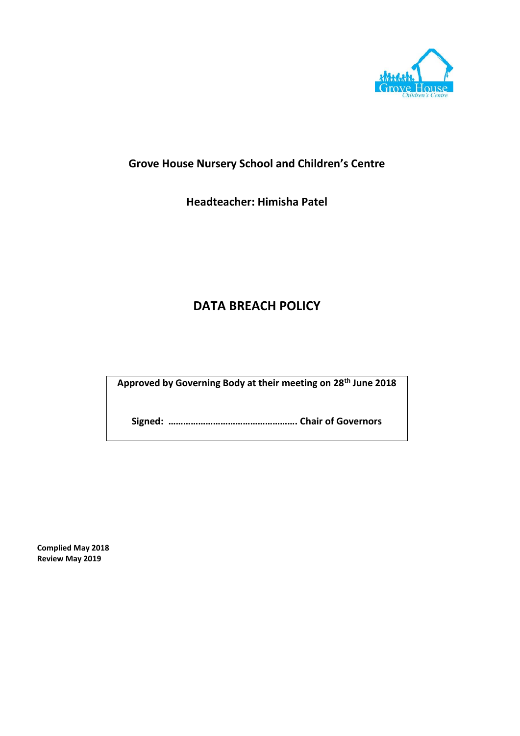**Grove House Nursery School and Children's Centre**

**Headteacher: Himisha Patel**

# DATA BREACH POLICY

| **Approved by Governing Body at their meeting on 28th June 2018** |
| --- |
| **Signed: ……………………………………………. Chair of Governors** |

**Complied May 2018**
**Review May 2019**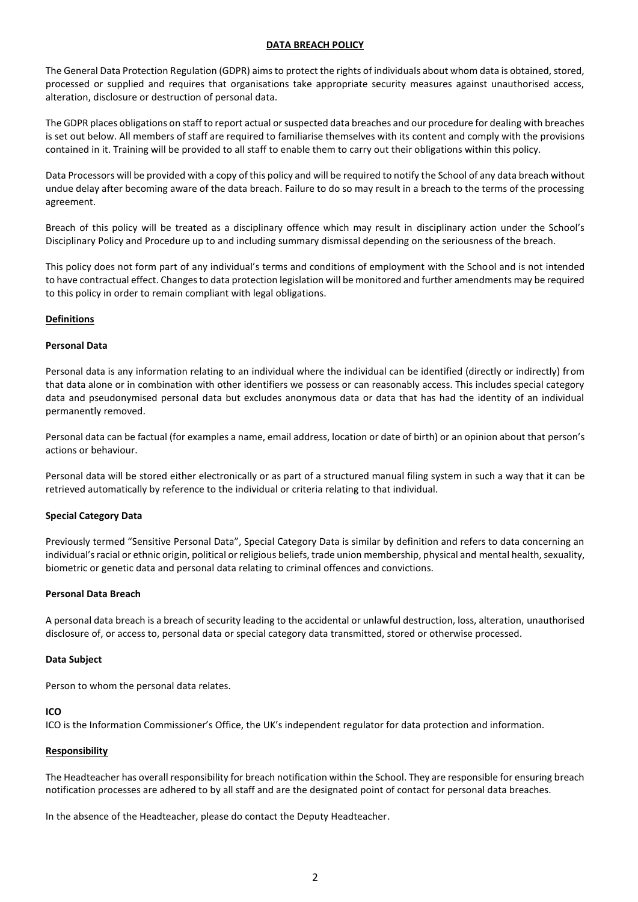# DATA BREACH POLICY

The General Data Protection Regulation (GDPR) aims to protect the rights of individuals about whom data is obtained, stored, processed or supplied and requires that organisations take appropriate security measures against unauthorised access, alteration, disclosure or destruction of personal data.

The GDPR places obligations on staff to report actual or suspected data breaches and our procedure for dealing with breaches is set out below. All members of staff are required to familiarise themselves with its content and comply with the provisions contained in it. Training will be provided to all staff to enable them to carry out their obligations within this policy.

Data Processors will be provided with a copy of this policy and will be required to notify the School of any data breach without undue delay after becoming aware of the data breach. Failure to do so may result in a breach to the terms of the processing agreement.

Breach of this policy will be treated as a disciplinary offence which may result in disciplinary action under the School's Disciplinary Policy and Procedure up to and including summary dismissal depending on the seriousness of the breach.

This policy does not form part of any individual's terms and conditions of employment with the School and is not intended to have contractual effect. Changes to data protection legislation will be monitored and further amendments may be required to this policy in order to remain compliant with legal obligations.

## Definitions

### Personal Data

Personal data is any information relating to an individual where the individual can be identified (directly or indirectly) from that data alone or in combination with other identifiers we possess or can reasonably access. This includes special category data and pseudonymised personal data but excludes anonymous data or data that has had the identity of an individual permanently removed.

Personal data can be factual (for examples a name, email address, location or date of birth) or an opinion about that person's actions or behaviour.

Personal data will be stored either electronically or as part of a structured manual filing system in such a way that it can be retrieved automatically by reference to the individual or criteria relating to that individual.

### Special Category Data

Previously termed "Sensitive Personal Data", Special Category Data is similar by definition and refers to data concerning an individual's racial or ethnic origin, political or religious beliefs, trade union membership, physical and mental health, sexuality, biometric or genetic data and personal data relating to criminal offences and convictions.

### Personal Data Breach

A personal data breach is a breach of security leading to the accidental or unlawful destruction, loss, alteration, unauthorised disclosure of, or access to, personal data or special category data transmitted, stored or otherwise processed.

### Data Subject

Person to whom the personal data relates.

### ICO

ICO is the Information Commissioner's Office, the UK's independent regulator for data protection and information.

## Responsibility

The Headteacher has overall responsibility for breach notification within the School. They are responsible for ensuring breach notification processes are adhered to by all staff and are the designated point of contact for personal data breaches.

In the absence of the Headteacher, please do contact the Deputy Headteacher.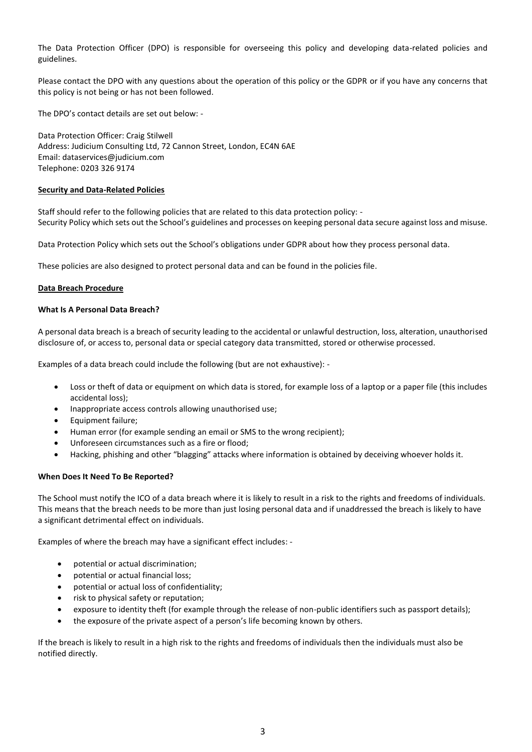The Data Protection Officer (DPO) is responsible for overseeing this policy and developing data-related policies and guidelines.

Please contact the DPO with any questions about the operation of this policy or the GDPR or if you have any concerns that this policy is not being or has not been followed.

The DPO's contact details are set out below: -

Data Protection Officer: Craig Stilwell
Address: Judicium Consulting Ltd, 72 Cannon Street, London, EC4N 6AE
Email: dataservices@judicium.com
Telephone: 0203 326 9174

## Security and Data-Related Policies

Staff should refer to the following policies that are related to this data protection policy: -
Security Policy which sets out the School's guidelines and processes on keeping personal data secure against loss and misuse.

Data Protection Policy which sets out the School's obligations under GDPR about how they process personal data.

These policies are also designed to protect personal data and can be found in the policies file.

## Data Breach Procedure

### What Is A Personal Data Breach?

A personal data breach is a breach of security leading to the accidental or unlawful destruction, loss, alteration, unauthorised disclosure of, or access to, personal data or special category data transmitted, stored or otherwise processed.

Examples of a data breach could include the following (but are not exhaustive): -

- Loss or theft of data or equipment on which data is stored, for example loss of a laptop or a paper file (this includes accidental loss);
- Inappropriate access controls allowing unauthorised use;
- Equipment failure;
- Human error (for example sending an email or SMS to the wrong recipient);
- Unforeseen circumstances such as a fire or flood;
- Hacking, phishing and other "blagging" attacks where information is obtained by deceiving whoever holds it.

### When Does It Need To Be Reported?

The School must notify the ICO of a data breach where it is likely to result in a risk to the rights and freedoms of individuals. This means that the breach needs to be more than just losing personal data and if unaddressed the breach is likely to have a significant detrimental effect on individuals.

Examples of where the breach may have a significant effect includes: -

- potential or actual discrimination;
- potential or actual financial loss;
- potential or actual loss of confidentiality;
- risk to physical safety or reputation;
- exposure to identity theft (for example through the release of non-public identifiers such as passport details);
- the exposure of the private aspect of a person's life becoming known by others.

If the breach is likely to result in a high risk to the rights and freedoms of individuals then the individuals must also be notified directly.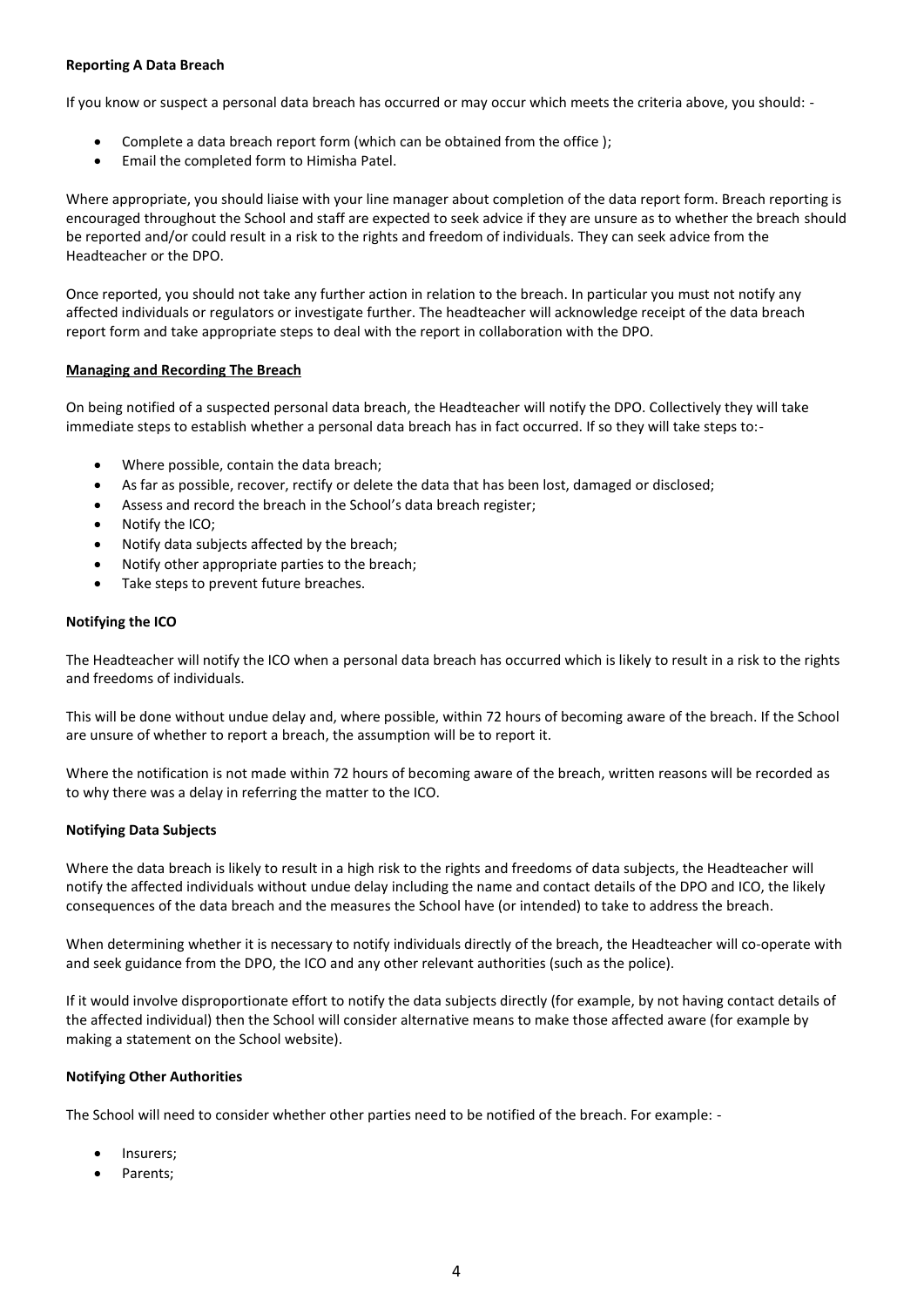**Reporting A Data Breach**

If you know or suspect a personal data breach has occurred or may occur which meets the criteria above, you should: -

- Complete a data breach report form (which can be obtained from the office );
- Email the completed form to Himisha Patel.

Where appropriate, you should liaise with your line manager about completion of the data report form. Breach reporting is encouraged throughout the School and staff are expected to seek advice if they are unsure as to whether the breach should be reported and/or could result in a risk to the rights and freedom of individuals. They can seek advice from the Headteacher or the DPO.

Once reported, you should not take any further action in relation to the breach. In particular you must not notify any affected individuals or regulators or investigate further. The headteacher will acknowledge receipt of the data breach report form and take appropriate steps to deal with the report in collaboration with the DPO.

**Managing and Recording The Breach**

On being notified of a suspected personal data breach, the Headteacher will notify the DPO. Collectively they will take immediate steps to establish whether a personal data breach has in fact occurred. If so they will take steps to:-

- Where possible, contain the data breach;
- As far as possible, recover, rectify or delete the data that has been lost, damaged or disclosed;
- Assess and record the breach in the School's data breach register;
- Notify the ICO;
- Notify data subjects affected by the breach;
- Notify other appropriate parties to the breach;
- Take steps to prevent future breaches.

**Notifying the ICO**

The Headteacher will notify the ICO when a personal data breach has occurred which is likely to result in a risk to the rights and freedoms of individuals.

This will be done without undue delay and, where possible, within 72 hours of becoming aware of the breach. If the School are unsure of whether to report a breach, the assumption will be to report it.

Where the notification is not made within 72 hours of becoming aware of the breach, written reasons will be recorded as to why there was a delay in referring the matter to the ICO.

**Notifying Data Subjects**

Where the data breach is likely to result in a high risk to the rights and freedoms of data subjects, the Headteacher will notify the affected individuals without undue delay including the name and contact details of the DPO and ICO, the likely consequences of the data breach and the measures the School have (or intended) to take to address the breach.

When determining whether it is necessary to notify individuals directly of the breach, the Headteacher will co-operate with and seek guidance from the DPO, the ICO and any other relevant authorities (such as the police).

If it would involve disproportionate effort to notify the data subjects directly (for example, by not having contact details of the affected individual) then the School will consider alternative means to make those affected aware (for example by making a statement on the School website).

**Notifying Other Authorities**

The School will need to consider whether other parties need to be notified of the breach. For example: -

- Insurers;
- Parents;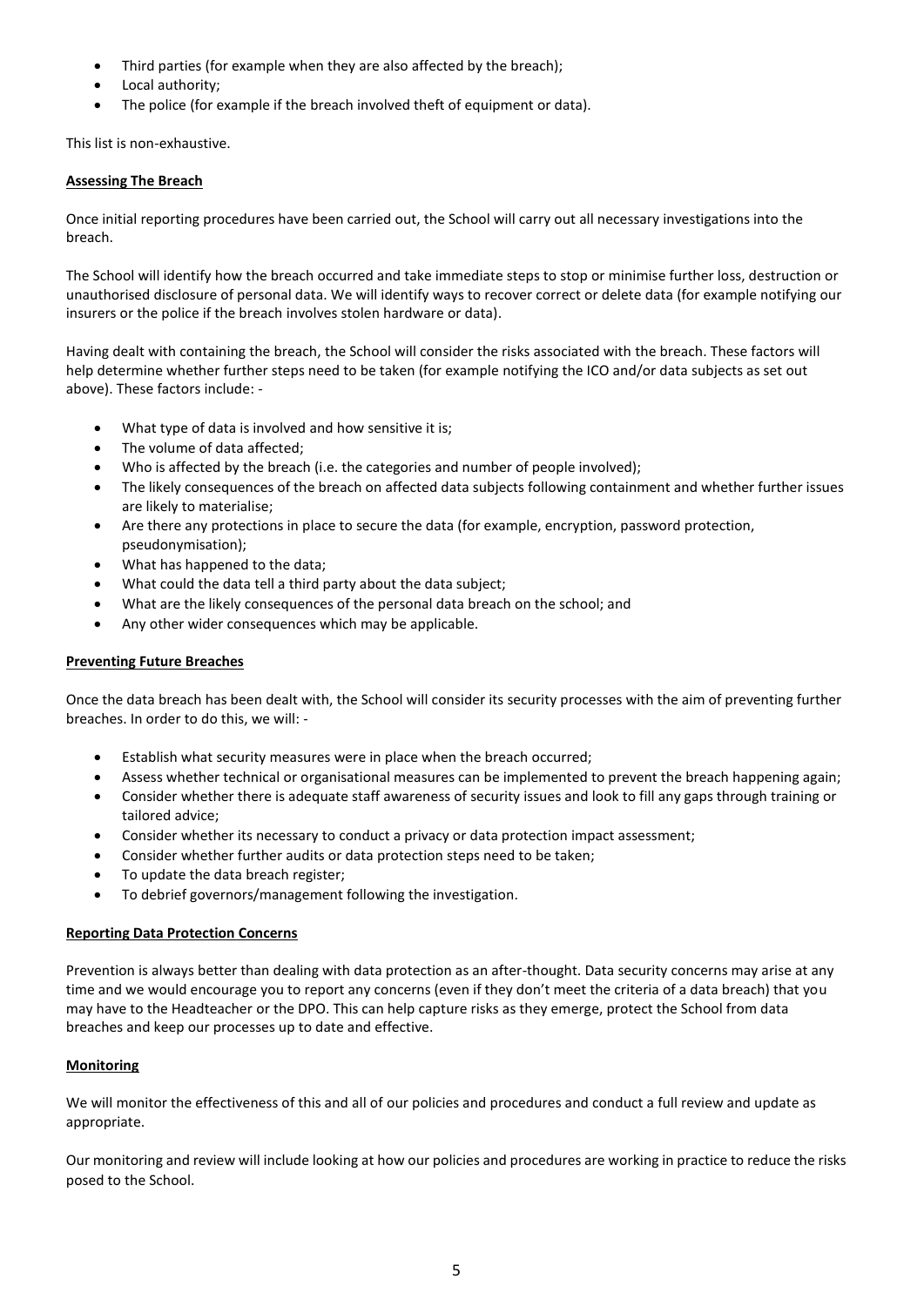- Third parties (for example when they are also affected by the breach);
- Local authority;
- The police (for example if the breach involved theft of equipment or data).

This list is non-exhaustive.

**Assessing The Breach**

Once initial reporting procedures have been carried out, the School will carry out all necessary investigations into the breach.

The School will identify how the breach occurred and take immediate steps to stop or minimise further loss, destruction or unauthorised disclosure of personal data. We will identify ways to recover correct or delete data (for example notifying our insurers or the police if the breach involves stolen hardware or data).

Having dealt with containing the breach, the School will consider the risks associated with the breach. These factors will help determine whether further steps need to be taken (for example notifying the ICO and/or data subjects as set out above). These factors include: -

- What type of data is involved and how sensitive it is;
- The volume of data affected;
- Who is affected by the breach (i.e. the categories and number of people involved);
- The likely consequences of the breach on affected data subjects following containment and whether further issues are likely to materialise;
- Are there any protections in place to secure the data (for example, encryption, password protection, pseudonymisation);
- What has happened to the data;
- What could the data tell a third party about the data subject;
- What are the likely consequences of the personal data breach on the school; and
- Any other wider consequences which may be applicable.

**Preventing Future Breaches**

Once the data breach has been dealt with, the School will consider its security processes with the aim of preventing further breaches. In order to do this, we will: -

- Establish what security measures were in place when the breach occurred;
- Assess whether technical or organisational measures can be implemented to prevent the breach happening again;
- Consider whether there is adequate staff awareness of security issues and look to fill any gaps through training or tailored advice;
- Consider whether its necessary to conduct a privacy or data protection impact assessment;
- Consider whether further audits or data protection steps need to be taken;
- To update the data breach register;
- To debrief governors/management following the investigation.

**Reporting Data Protection Concerns**

Prevention is always better than dealing with data protection as an after-thought. Data security concerns may arise at any time and we would encourage you to report any concerns (even if they don't meet the criteria of a data breach) that you may have to the Headteacher or the DPO. This can help capture risks as they emerge, protect the School from data breaches and keep our processes up to date and effective.

**Monitoring**

We will monitor the effectiveness of this and all of our policies and procedures and conduct a full review and update as appropriate.

Our monitoring and review will include looking at how our policies and procedures are working in practice to reduce the risks posed to the School.